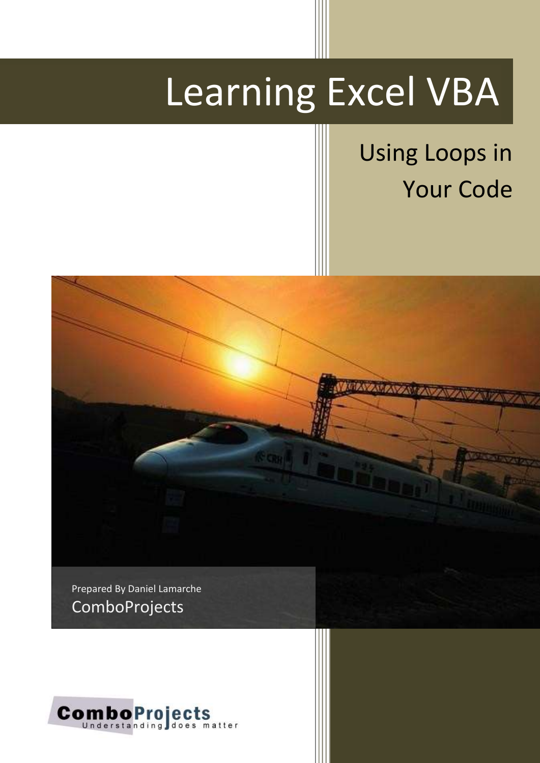# Learning Excel VBA

## Using Loops in Your Code

Prepared By Daniel Lamarche

ComboProjects

ComboProjects
Understanding does matter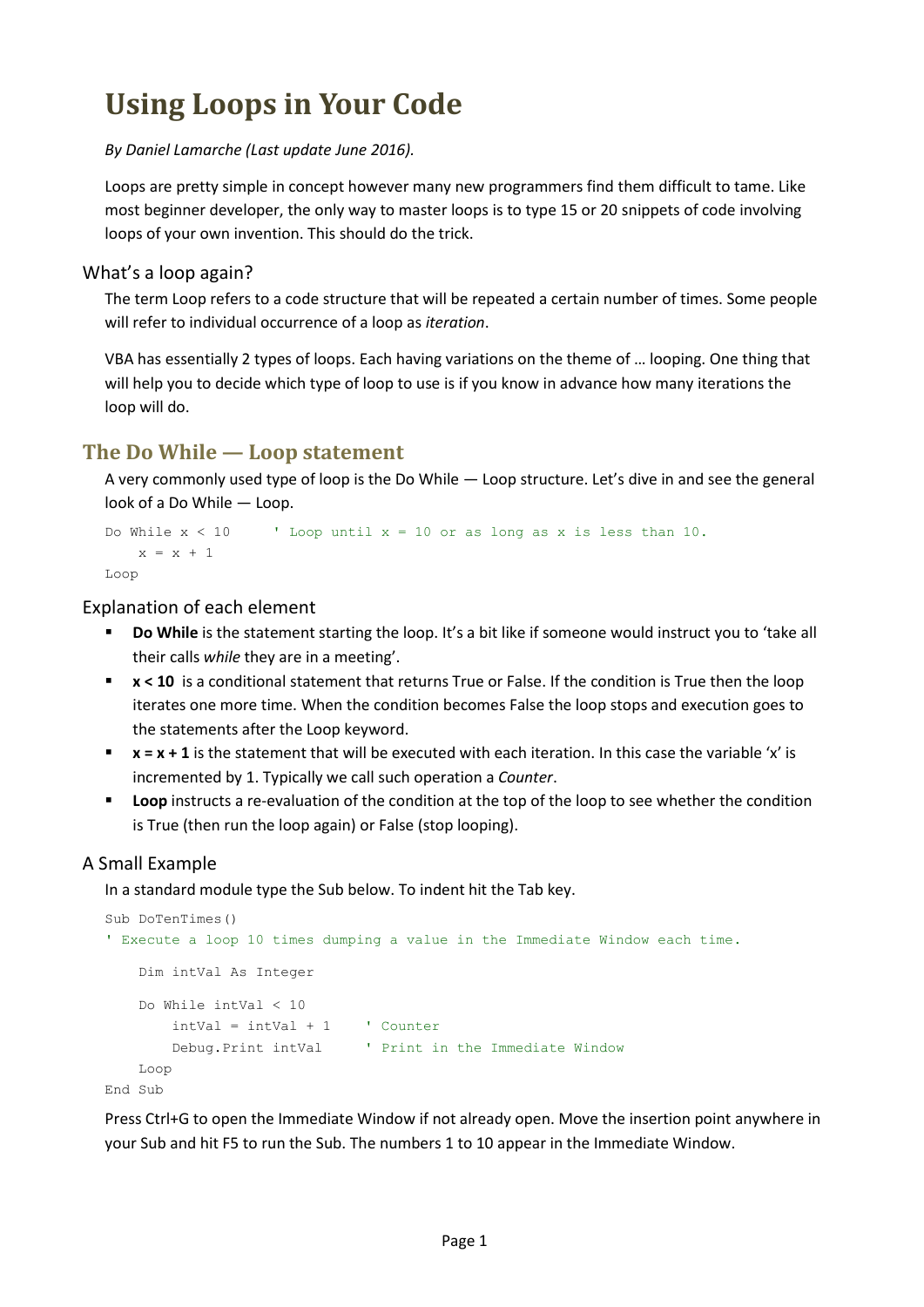# Using Loops in Your Code

*By Daniel Lamarche (Last update June 2016).*

Loops are pretty simple in concept however many new programmers find them difficult to tame. Like most beginner developer, the only way to master loops is to type 15 or 20 snippets of code involving loops of your own invention. This should do the trick.

## What's a loop again?

The term Loop refers to a code structure that will be repeated a certain number of times. Some people will refer to individual occurrence of a loop as *iteration*.

VBA has essentially 2 types of loops. Each having variations on the theme of … looping. One thing that will help you to decide which type of loop to use is if you know in advance how many iterations the loop will do.

## The Do While — Loop statement

A very commonly used type of loop is the Do While — Loop structure. Let's dive in and see the general look of a Do While — Loop.

```
Do While x < 10     ' Loop until x = 10 or as long as x is less than 10.
    x = x + 1
Loop
```

### Explanation of each element

- **Do While** is the statement starting the loop. It's a bit like if someone would instruct you to 'take all their calls *while* they are in a meeting'.
- **x < 10** is a conditional statement that returns True or False. If the condition is True then the loop iterates one more time. When the condition becomes False the loop stops and execution goes to the statements after the Loop keyword.
- **x = x + 1** is the statement that will be executed with each iteration. In this case the variable 'x' is incremented by 1. Typically we call such operation a *Counter*.
- **Loop** instructs a re-evaluation of the condition at the top of the loop to see whether the condition is True (then run the loop again) or False (stop looping).

### A Small Example

In a standard module type the Sub below. To indent hit the Tab key.

```
Sub DoTenTimes()
' Execute a loop 10 times dumping a value in the Immediate Window each time.

    Dim intVal As Integer

    Do While intVal < 10
        intVal = intVal + 1     ' Counter
        Debug.Print intVal      ' Print in the Immediate Window
    Loop
End Sub
```

Press Ctrl+G to open the Immediate Window if not already open. Move the insertion point anywhere in your Sub and hit F5 to run the Sub. The numbers 1 to 10 appear in the Immediate Window.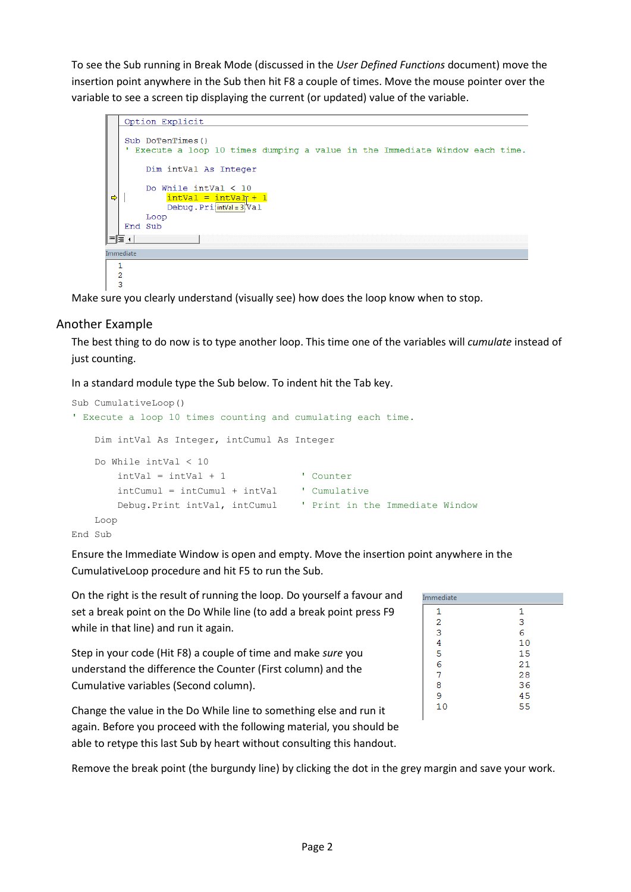To see the Sub running in Break Mode (discussed in the *User Defined Functions* document) move the insertion point anywhere in the Sub then hit F8 a couple of times. Move the mouse pointer over the variable to see a screen tip displaying the current (or updated) value of the variable.

```
Option Explicit

Sub DoTenTimes()
' Execute a loop 10 times dumping a value in the Immediate Window each time.

    Dim intVal As Integer

    Do While intVal < 10
        intVal = intVal + 1
        Debug.Print intVal
    Loop
End Sub
```

```
Immediate
1
2
3
```

Make sure you clearly understand (visually see) how does the loop know when to stop.

## Another Example

The best thing to do now is to type another loop. This time one of the variables will *cumulate* instead of just counting.

In a standard module type the Sub below. To indent hit the Tab key.

```
Sub CumulativeLoop()
' Execute a loop 10 times counting and cumulating each time.

    Dim intVal As Integer, intCumul As Integer

    Do While intVal < 10
        intVal = intVal + 1             ' Counter
        intCumul = intCumul + intVal    ' Cumulative
        Debug.Print intVal, intCumul    ' Print in the Immediate Window
    Loop
End Sub
```

Ensure the Immediate Window is open and empty. Move the insertion point anywhere in the CumulativeLoop procedure and hit F5 to run the Sub.

On the right is the result of running the loop. Do yourself a favour and set a break point on the Do While line (to add a break point press F9 while in that line) and run it again.

```
Immediate
1             1
2             3
3             6
4             10
5             15
6             21
7             28
8             36
9             45
10            55
```

Step in your code (Hit F8) a couple of time and make *sure* you understand the difference the Counter (First column) and the Cumulative variables (Second column).

Change the value in the Do While line to something else and run it again. Before you proceed with the following material, you should be able to retype this last Sub by heart without consulting this handout.

Remove the break point (the burgundy line) by clicking the dot in the grey margin and save your work.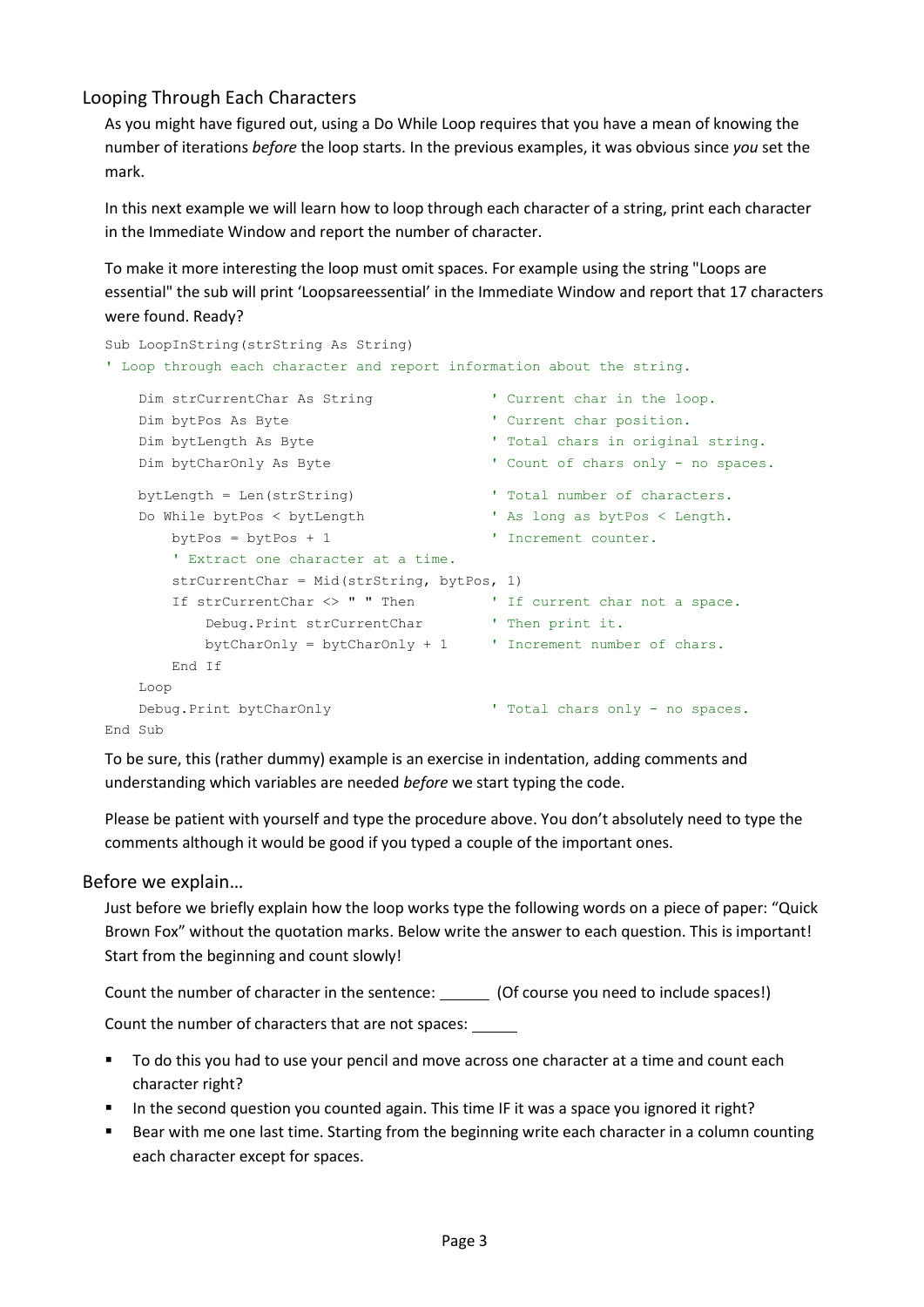## Looping Through Each Characters

As you might have figured out, using a Do While Loop requires that you have a mean of knowing the number of iterations *before* the loop starts. In the previous examples, it was obvious since *you* set the mark.

In this next example we will learn how to loop through each character of a string, print each character in the Immediate Window and report the number of character.

To make it more interesting the loop must omit spaces. For example using the string "Loops are essential" the sub will print 'Loopsareessential' in the Immediate Window and report that 17 characters were found. Ready?

```
Sub LoopInString(strString As String)
' Loop through each character and report information about the string.

    Dim strCurrentChar As String              ' Current char in the loop.
    Dim bytPos As Byte                        ' Current char position.
    Dim bytLength As Byte                     ' Total chars in original string.
    Dim bytCharOnly As Byte                   ' Count of chars only - no spaces.

    bytLength = Len(strString)                ' Total number of characters.
    Do While bytPos < bytLength               ' As long as bytPos < Length.
        bytPos = bytPos + 1                   ' Increment counter.
        ' Extract one character at a time.
        strCurrentChar = Mid(strString, bytPos, 1)
        If strCurrentChar <> " " Then         ' If current char not a space.
            Debug.Print strCurrentChar        ' Then print it.
            bytCharOnly = bytCharOnly + 1     ' Increment number of chars.
        End If
    Loop
    Debug.Print bytCharOnly                   ' Total chars only - no spaces.
End Sub
```

To be sure, this (rather dummy) example is an exercise in indentation, adding comments and understanding which variables are needed *before* we start typing the code.

Please be patient with yourself and type the procedure above. You don't absolutely need to type the comments although it would be good if you typed a couple of the important ones.

## Before we explain…

Just before we briefly explain how the loop works type the following words on a piece of paper: "Quick Brown Fox" without the quotation marks. Below write the answer to each question. This is important! Start from the beginning and count slowly!

Count the number of character in the sentence: ______ (Of course you need to include spaces!)

Count the number of characters that are not spaces: ______

- To do this you had to use your pencil and move across one character at a time and count each character right?
- In the second question you counted again. This time IF it was a space you ignored it right?
- Bear with me one last time. Starting from the beginning write each character in a column counting each character except for spaces.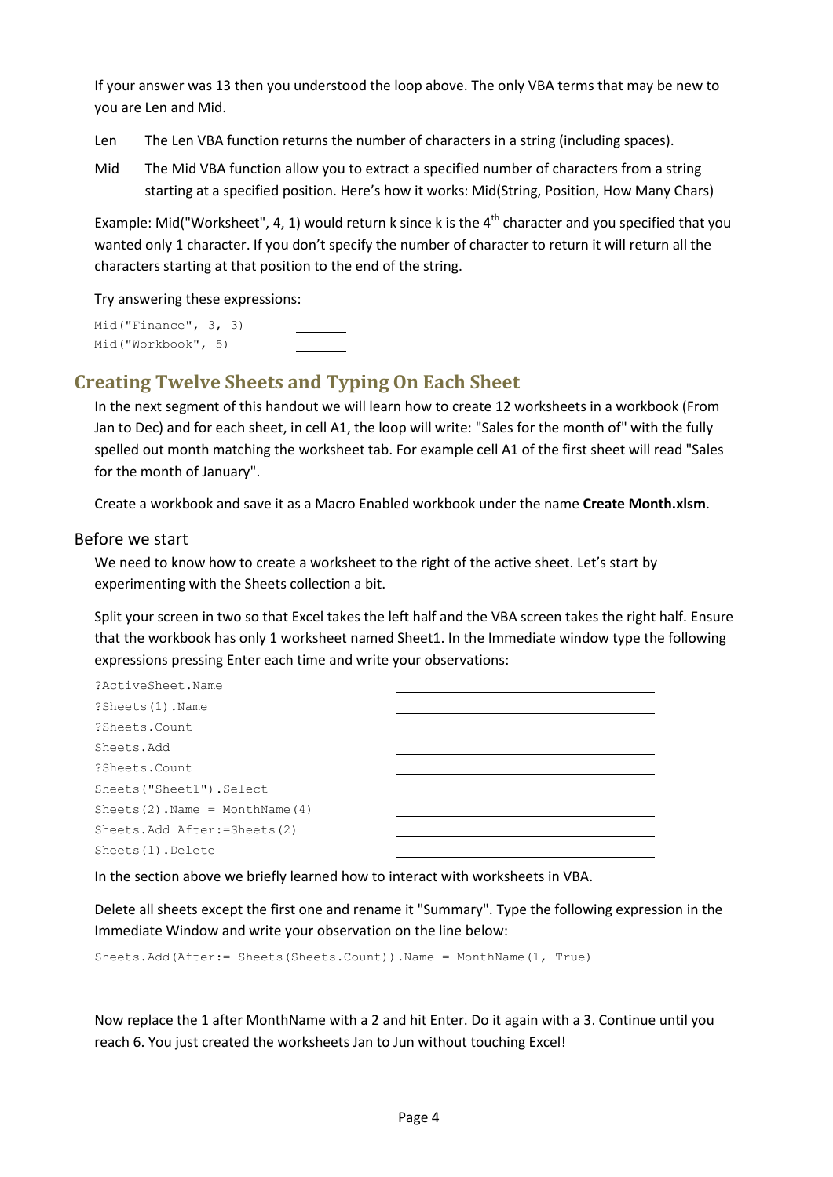If your answer was 13 then you understood the loop above. The only VBA terms that may be new to you are Len and Mid.

Len The Len VBA function returns the number of characters in a string (including spaces).

Mid The Mid VBA function allow you to extract a specified number of characters from a string starting at a specified position. Here's how it works: Mid(String, Position, How Many Chars)

Example: Mid("Worksheet", 4, 1) would return k since k is the 4th character and you specified that you wanted only 1 character. If you don't specify the number of character to return it will return all the characters starting at that position to the end of the string.

Try answering these expressions:

```
Mid("Finance", 3, 3)      _______
Mid("Workbook", 5)        _______
```

## Creating Twelve Sheets and Typing On Each Sheet

In the next segment of this handout we will learn how to create 12 worksheets in a workbook (From Jan to Dec) and for each sheet, in cell A1, the loop will write: "Sales for the month of" with the fully spelled out month matching the worksheet tab. For example cell A1 of the first sheet will read "Sales for the month of January".

Create a workbook and save it as a Macro Enabled workbook under the name **Create Month.xlsm**.

### Before we start

We need to know how to create a worksheet to the right of the active sheet. Let's start by experimenting with the Sheets collection a bit.

Split your screen in two so that Excel takes the left half and the VBA screen takes the right half. Ensure that the workbook has only 1 worksheet named Sheet1. In the Immediate window type the following expressions pressing Enter each time and write your observations:

```
?ActiveSheet.Name                 ______________________________
?Sheets(1).Name                   ______________________________
?Sheets.Count                     ______________________________
Sheets.Add                        ______________________________
?Sheets.Count                     ______________________________
Sheets("Sheet1").Select           ______________________________
Sheets(2).Name = MonthName(4)     ______________________________
Sheets.Add After:=Sheets(2)       ______________________________
Sheets(1).Delete                  ______________________________
```

In the section above we briefly learned how to interact with worksheets in VBA.

Delete all sheets except the first one and rename it "Summary". Type the following expression in the Immediate Window and write your observation on the line below:

```
Sheets.Add(After:= Sheets(Sheets.Count)).Name = MonthName(1, True)
```

______________________________

Now replace the 1 after MonthName with a 2 and hit Enter. Do it again with a 3. Continue until you reach 6. You just created the worksheets Jan to Jun without touching Excel!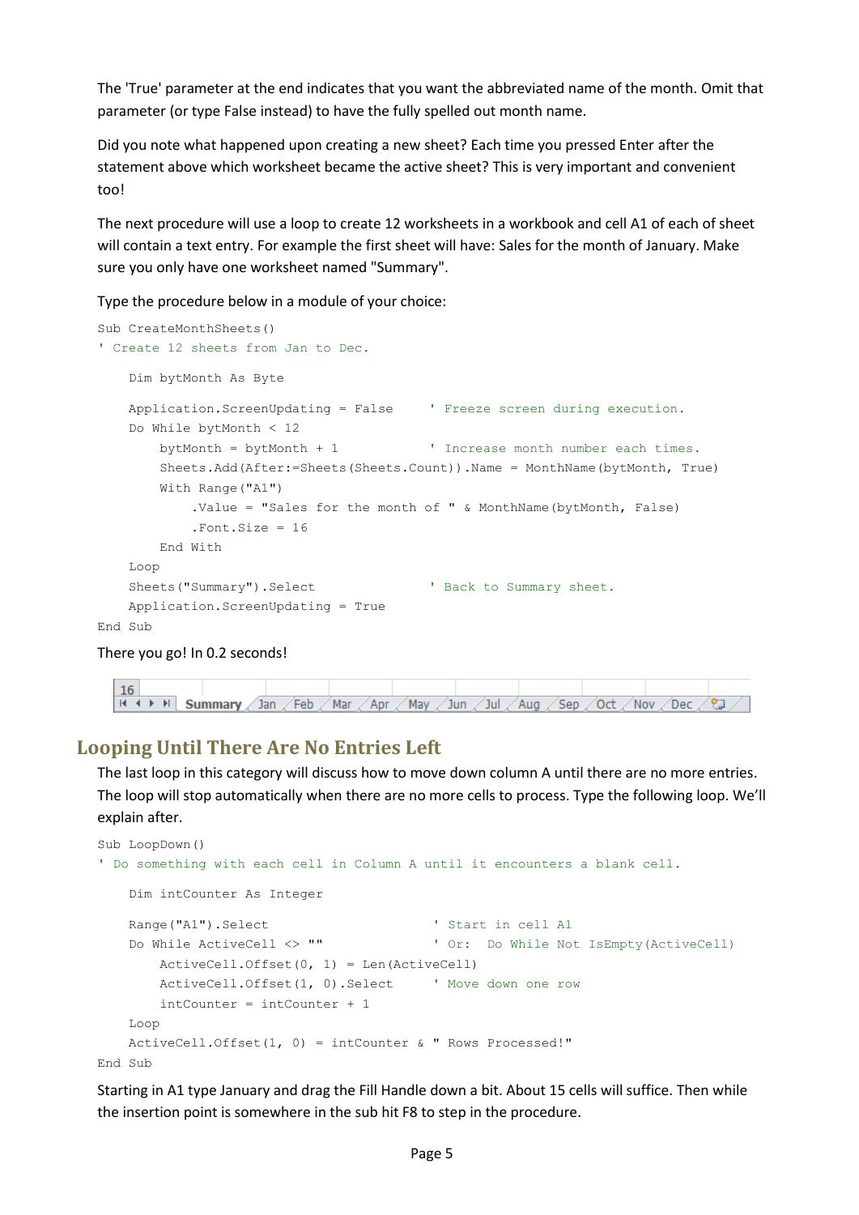The 'True' parameter at the end indicates that you want the abbreviated name of the month. Omit that parameter (or type False instead) to have the fully spelled out month name.

Did you note what happened upon creating a new sheet? Each time you pressed Enter after the statement above which worksheet became the active sheet? This is very important and convenient too!

The next procedure will use a loop to create 12 worksheets in a workbook and cell A1 of each of sheet will contain a text entry. For example the first sheet will have: Sales for the month of January. Make sure you only have one worksheet named "Summary".

Type the procedure below in a module of your choice:

```
Sub CreateMonthSheets()
' Create 12 sheets from Jan to Dec.

    Dim bytMonth As Byte

    Application.ScreenUpdating = False     ' Freeze screen during execution.
    Do While bytMonth < 12
        bytMonth = bytMonth + 1            ' Increase month number each times.
        Sheets.Add(After:=Sheets(Sheets.Count)).Name = MonthName(bytMonth, True)
        With Range("A1")
            .Value = "Sales for the month of " & MonthName(bytMonth, False)
            .Font.Size = 16
        End With
    Loop
    Sheets("Summary").Select               ' Back to Summary sheet.
    Application.ScreenUpdating = True
End Sub
```

There you go! In 0.2 seconds!

| 16 | Summary | Jan | Feb | Mar | Apr | May | Jun | Jul | Aug | Sep | Oct | Nov | Dec |
|---|---|---|---|---|---|---|---|---|---|---|---|---|---|

## Looping Until There Are No Entries Left

The last loop in this category will discuss how to move down column A until there are no more entries. The loop will stop automatically when there are no more cells to process. Type the following loop. We'll explain after.

```
Sub LoopDown()
' Do something with each cell in Column A until it encounters a blank cell.

    Dim intCounter As Integer

    Range("A1").Select                   ' Start in cell A1
    Do While ActiveCell <> ""            ' Or:  Do While Not IsEmpty(ActiveCell)
        ActiveCell.Offset(0, 1) = Len(ActiveCell)
        ActiveCell.Offset(1, 0).Select   ' Move down one row
        intCounter = intCounter + 1
    Loop
    ActiveCell.Offset(1, 0) = intCounter & " Rows Processed!"
End Sub
```

Starting in A1 type January and drag the Fill Handle down a bit. About 15 cells will suffice. Then while the insertion point is somewhere in the sub hit F8 to step in the procedure.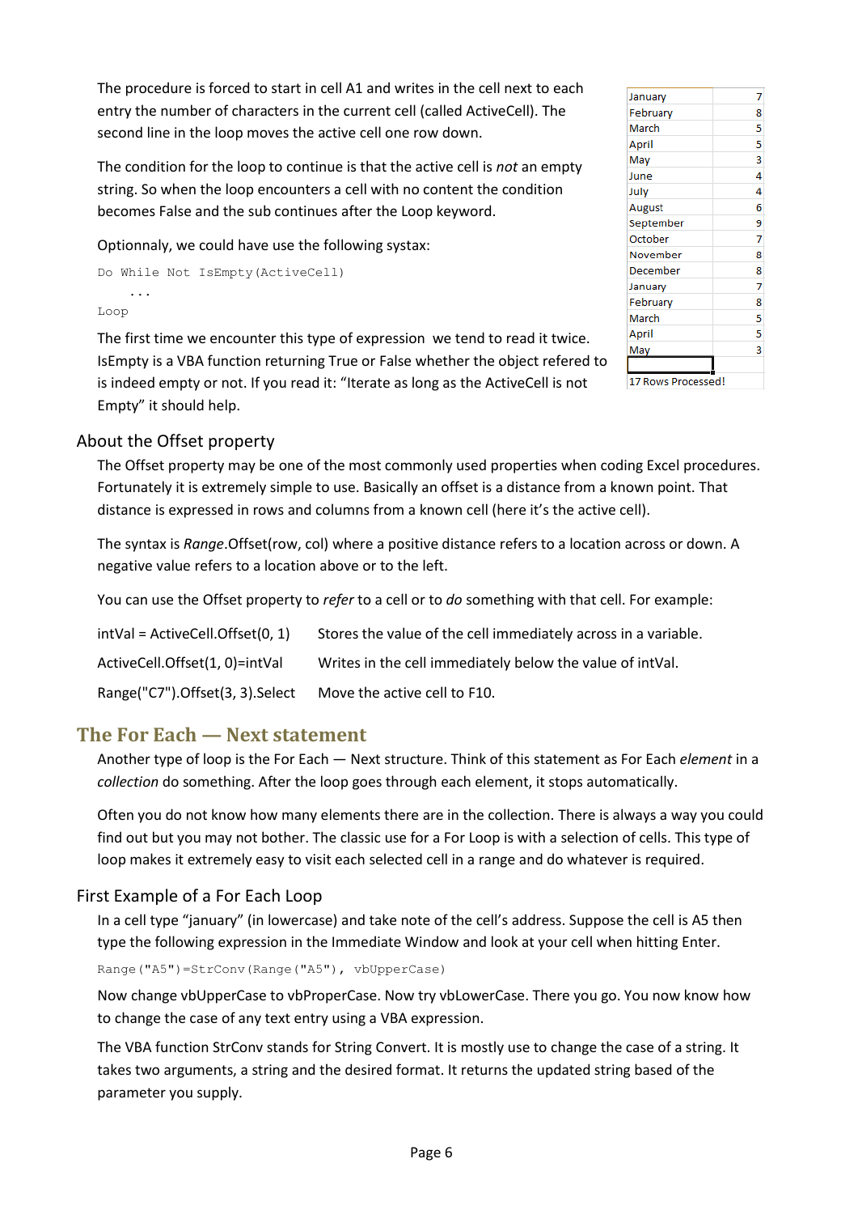The procedure is forced to start in cell A1 and writes in the cell next to each entry the number of characters in the current cell (called ActiveCell). The second line in the loop moves the active cell one row down.

The condition for the loop to continue is that the active cell is *not* an empty string. So when the loop encounters a cell with no content the condition becomes False and the sub continues after the Loop keyword.

Optionnaly, we could have use the following systax:

```
Do While Not IsEmpty(ActiveCell)
    ...
Loop
```

The first time we encounter this type of expression  we tend to read it twice. IsEmpty is a VBA function returning True or False whether the object refered to is indeed empty or not. If you read it: “Iterate as long as the ActiveCell is not Empty” it should help.

| | |
|---|---|
| January | 7 |
| February | 8 |
| March | 5 |
| April | 5 |
| May | 3 |
| June | 4 |
| July | 4 |
| August | 6 |
| September | 9 |
| October | 7 |
| November | 8 |
| December | 8 |
| January | 7 |
| February | 8 |
| March | 5 |
| April | 5 |
| May | 3 |
| | |
| 17 Rows Processed! | |

### About the Offset property

The Offset property may be one of the most commonly used properties when coding Excel procedures. Fortunately it is extremely simple to use. Basically an offset is a distance from a known point. That distance is expressed in rows and columns from a known cell (here it’s the active cell).

The syntax is *Range*.Offset(row, col) where a positive distance refers to a location across or down. A negative value refers to a location above or to the left.

You can use the Offset property to *refer* to a cell or to *do* something with that cell. For example:

| | |
|---|---|
| intVal = ActiveCell.Offset(0, 1) | Stores the value of the cell immediately across in a variable. |
| ActiveCell.Offset(1, 0)=intVal | Writes in the cell immediately below the value of intVal. |
| Range("C7").Offset(3, 3).Select | Move the active cell to F10. |

## The For Each — Next statement

Another type of loop is the For Each — Next structure. Think of this statement as For Each *element* in a *collection* do something. After the loop goes through each element, it stops automatically.

Often you do not know how many elements there are in the collection. There is always a way you could find out but you may not bother. The classic use for a For Loop is with a selection of cells. This type of loop makes it extremely easy to visit each selected cell in a range and do whatever is required.

### First Example of a For Each Loop

In a cell type “january” (in lowercase) and take note of the cell’s address. Suppose the cell is A5 then type the following expression in the Immediate Window and look at your cell when hitting Enter.

```
Range("A5")=StrConv(Range("A5"), vbUpperCase)
```

Now change vbUpperCase to vbProperCase. Now try vbLowerCase. There you go. You now know how to change the case of any text entry using a VBA expression.

The VBA function StrConv stands for String Convert. It is mostly use to change the case of a string. It takes two arguments, a string and the desired format. It returns the updated string based of the parameter you supply.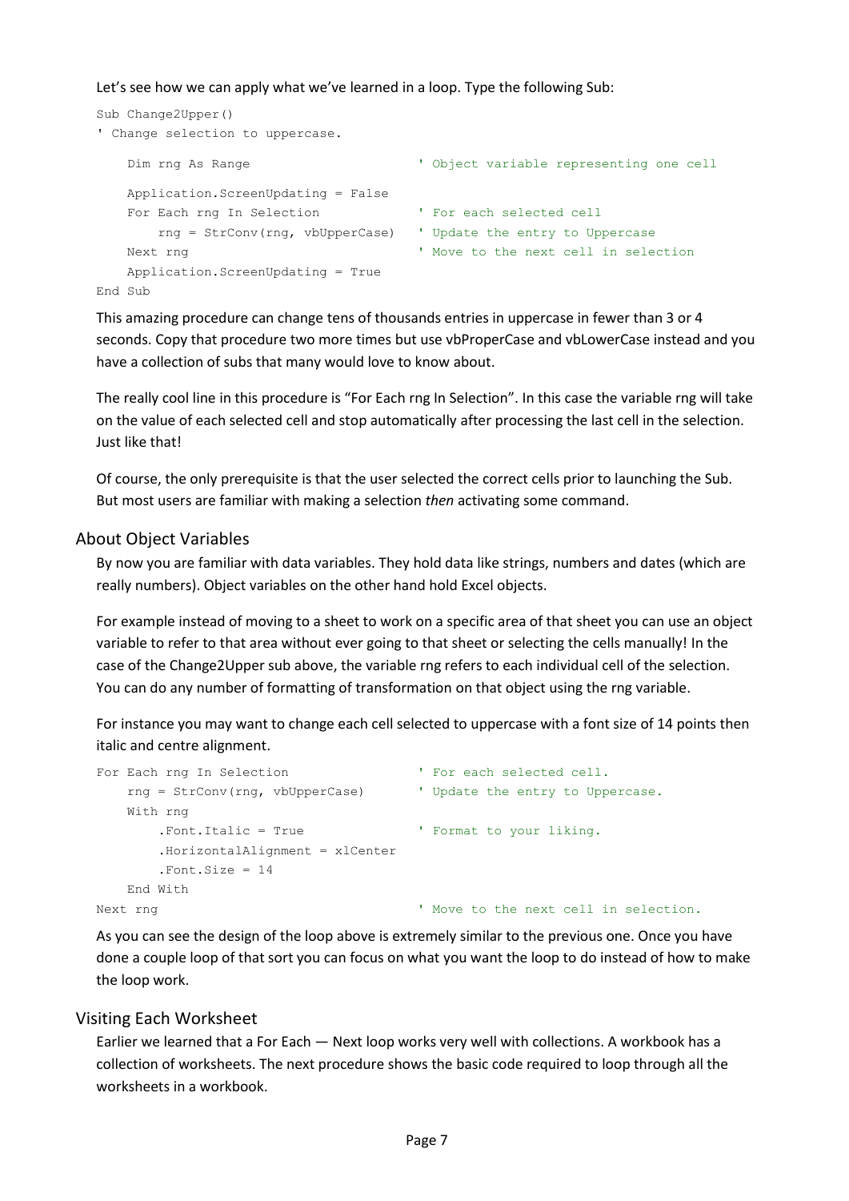Let's see how we can apply what we've learned in a loop. Type the following Sub:

```
Sub Change2Upper()
' Change selection to uppercase.

    Dim rng As Range                    ' Object variable representing one cell

    Application.ScreenUpdating = False
    For Each rng In Selection           ' For each selected cell
        rng = StrConv(rng, vbUpperCase) ' Update the entry to Uppercase
    Next rng                            ' Move to the next cell in selection
    Application.ScreenUpdating = True
End Sub
```

This amazing procedure can change tens of thousands entries in uppercase in fewer than 3 or 4 seconds. Copy that procedure two more times but use vbProperCase and vbLowerCase instead and you have a collection of subs that many would love to know about.

The really cool line in this procedure is "For Each rng In Selection". In this case the variable rng will take on the value of each selected cell and stop automatically after processing the last cell in the selection. Just like that!

Of course, the only prerequisite is that the user selected the correct cells prior to launching the Sub. But most users are familiar with making a selection *then* activating some command.

## About Object Variables

By now you are familiar with data variables. They hold data like strings, numbers and dates (which are really numbers). Object variables on the other hand hold Excel objects.

For example instead of moving to a sheet to work on a specific area of that sheet you can use an object variable to refer to that area without ever going to that sheet or selecting the cells manually! In the case of the Change2Upper sub above, the variable rng refers to each individual cell of the selection. You can do any number of formatting of transformation on that object using the rng variable.

For instance you may want to change each cell selected to uppercase with a font size of 14 points then italic and centre alignment.

```
For Each rng In Selection               ' For each selected cell.
    rng = StrConv(rng, vbUpperCase)     ' Update the entry to Uppercase.
    With rng
        .Font.Italic = True             ' Format to your liking.
        .HorizontalAlignment = xlCenter
        .Font.Size = 14
    End With
Next rng                                ' Move to the next cell in selection.
```

As you can see the design of the loop above is extremely similar to the previous one. Once you have done a couple loop of that sort you can focus on what you want the loop to do instead of how to make the loop work.

## Visiting Each Worksheet

Earlier we learned that a For Each — Next loop works very well with collections. A workbook has a collection of worksheets. The next procedure shows the basic code required to loop through all the worksheets in a workbook.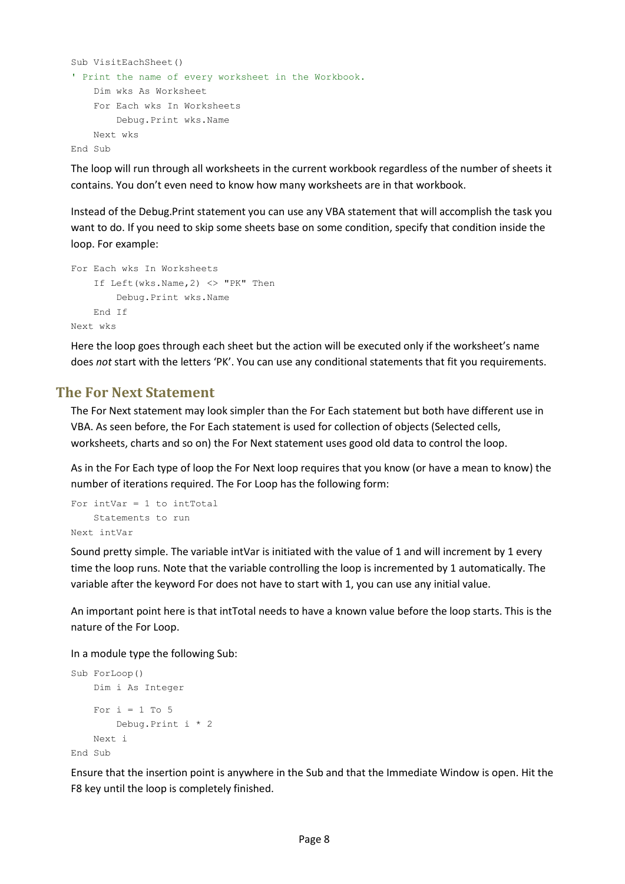```
Sub VisitEachSheet()
' Print the name of every worksheet in the Workbook.
    Dim wks As Worksheet
    For Each wks In Worksheets
        Debug.Print wks.Name
    Next wks
End Sub
```

The loop will run through all worksheets in the current workbook regardless of the number of sheets it contains. You don't even need to know how many worksheets are in that workbook.

Instead of the Debug.Print statement you can use any VBA statement that will accomplish the task you want to do. If you need to skip some sheets base on some condition, specify that condition inside the loop. For example:

```
For Each wks In Worksheets
    If Left(wks.Name,2) <> "PK" Then
        Debug.Print wks.Name
    End If
Next wks
```

Here the loop goes through each sheet but the action will be executed only if the worksheet's name does *not* start with the letters 'PK'. You can use any conditional statements that fit you requirements.

## The For Next Statement

The For Next statement may look simpler than the For Each statement but both have different use in VBA. As seen before, the For Each statement is used for collection of objects (Selected cells, worksheets, charts and so on) the For Next statement uses good old data to control the loop.

As in the For Each type of loop the For Next loop requires that you know (or have a mean to know) the number of iterations required. The For Loop has the following form:

```
For intVar = 1 to intTotal
    Statements to run
Next intVar
```

Sound pretty simple. The variable intVar is initiated with the value of 1 and will increment by 1 every time the loop runs. Note that the variable controlling the loop is incremented by 1 automatically. The variable after the keyword For does not have to start with 1, you can use any initial value.

An important point here is that intTotal needs to have a known value before the loop starts. This is the nature of the For Loop.

In a module type the following Sub:

```
Sub ForLoop()
    Dim i As Integer

    For i = 1 To 5
        Debug.Print i * 2
    Next i
End Sub
```

Ensure that the insertion point is anywhere in the Sub and that the Immediate Window is open. Hit the F8 key until the loop is completely finished.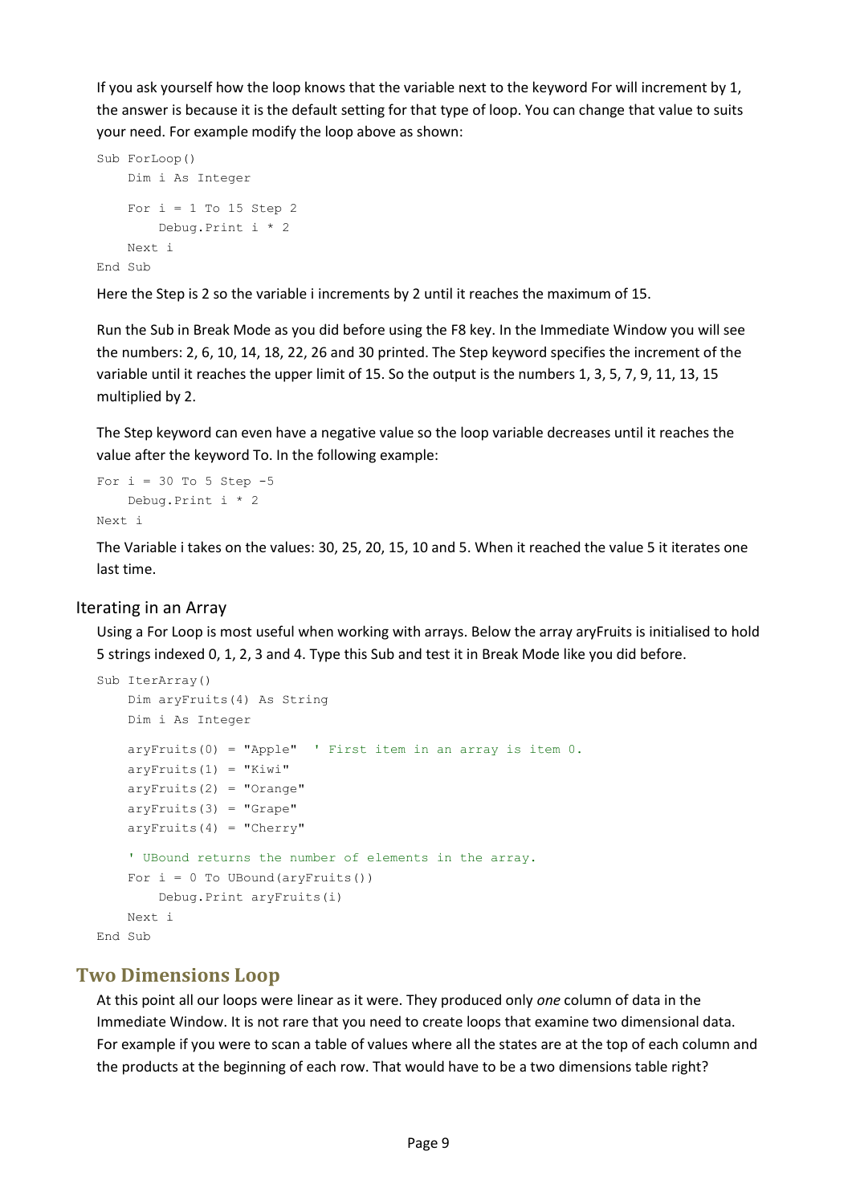If you ask yourself how the loop knows that the variable next to the keyword For will increment by 1, the answer is because it is the default setting for that type of loop. You can change that value to suits your need. For example modify the loop above as shown:

```
Sub ForLoop()
    Dim i As Integer

    For i = 1 To 15 Step 2
        Debug.Print i * 2
    Next i
End Sub
```

Here the Step is 2 so the variable i increments by 2 until it reaches the maximum of 15.

Run the Sub in Break Mode as you did before using the F8 key. In the Immediate Window you will see the numbers: 2, 6, 10, 14, 18, 22, 26 and 30 printed. The Step keyword specifies the increment of the variable until it reaches the upper limit of 15. So the output is the numbers 1, 3, 5, 7, 9, 11, 13, 15 multiplied by 2.

The Step keyword can even have a negative value so the loop variable decreases until it reaches the value after the keyword To. In the following example:

```
For i = 30 To 5 Step -5
    Debug.Print i * 2
Next i
```

The Variable i takes on the values: 30, 25, 20, 15, 10 and 5. When it reached the value 5 it iterates one last time.

### Iterating in an Array

Using a For Loop is most useful when working with arrays. Below the array aryFruits is initialised to hold 5 strings indexed 0, 1, 2, 3 and 4. Type this Sub and test it in Break Mode like you did before.

```
Sub IterArray()
    Dim aryFruits(4) As String
    Dim i As Integer

    aryFruits(0) = "Apple"  ' First item in an array is item 0.
    aryFruits(1) = "Kiwi"
    aryFruits(2) = "Orange"
    aryFruits(3) = "Grape"
    aryFruits(4) = "Cherry"

    ' UBound returns the number of elements in the array.
    For i = 0 To UBound(aryFruits())
        Debug.Print aryFruits(i)
    Next i
End Sub
```

## Two Dimensions Loop

At this point all our loops were linear as it were. They produced only *one* column of data in the Immediate Window. It is not rare that you need to create loops that examine two dimensional data. For example if you were to scan a table of values where all the states are at the top of each column and the products at the beginning of each row. That would have to be a two dimensions table right?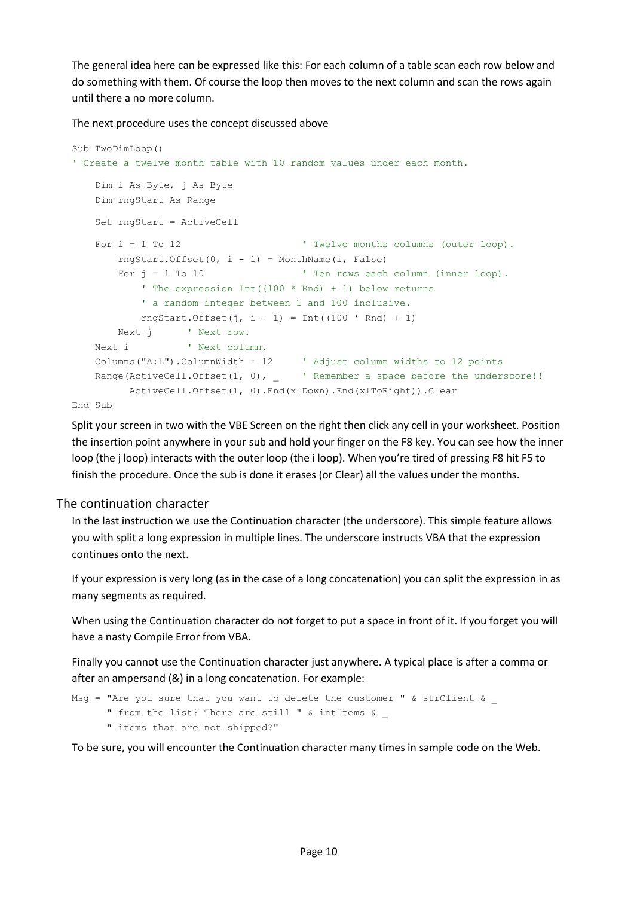The general idea here can be expressed like this: For each column of a table scan each row below and do something with them. Of course the loop then moves to the next column and scan the rows again until there a no more column.

The next procedure uses the concept discussed above

```
Sub TwoDimLoop()
' Create a twelve month table with 10 random values under each month.

    Dim i As Byte, j As Byte
    Dim rngStart As Range

    Set rngStart = ActiveCell

    For i = 1 To 12                     ' Twelve months columns (outer loop).
        rngStart.Offset(0, i - 1) = MonthName(i, False)
        For j = 1 To 10                 ' Ten rows each column (inner loop).
            ' The expression Int((100 * Rnd) + 1) below returns
            ' a random integer between 1 and 100 inclusive.
            rngStart.Offset(j, i - 1) = Int((100 * Rnd) + 1)
        Next j      ' Next row.
    Next i          ' Next column.
    Columns("A:L").ColumnWidth = 12     ' Adjust column widths to 12 points
    Range(ActiveCell.Offset(1, 0), _    ' Remember a space before the underscore!!
          ActiveCell.Offset(1, 0).End(xlDown).End(xlToRight)).Clear
End Sub
```

Split your screen in two with the VBE Screen on the right then click any cell in your worksheet. Position the insertion point anywhere in your sub and hold your finger on the F8 key. You can see how the inner loop (the j loop) interacts with the outer loop (the i loop). When you're tired of pressing F8 hit F5 to finish the procedure. Once the sub is done it erases (or Clear) all the values under the months.

## The continuation character

In the last instruction we use the Continuation character (the underscore). This simple feature allows you with split a long expression in multiple lines. The underscore instructs VBA that the expression continues onto the next.

If your expression is very long (as in the case of a long concatenation) you can split the expression in as many segments as required.

When using the Continuation character do not forget to put a space in front of it. If you forget you will have a nasty Compile Error from VBA.

Finally you cannot use the Continuation character just anywhere. A typical place is after a comma or after an ampersand (&) in a long concatenation. For example:

```
Msg = "Are you sure that you want to delete the customer " & strClient & _
      " from the list? There are still " & intItems & _
      " items that are not shipped?"
```

To be sure, you will encounter the Continuation character many times in sample code on the Web.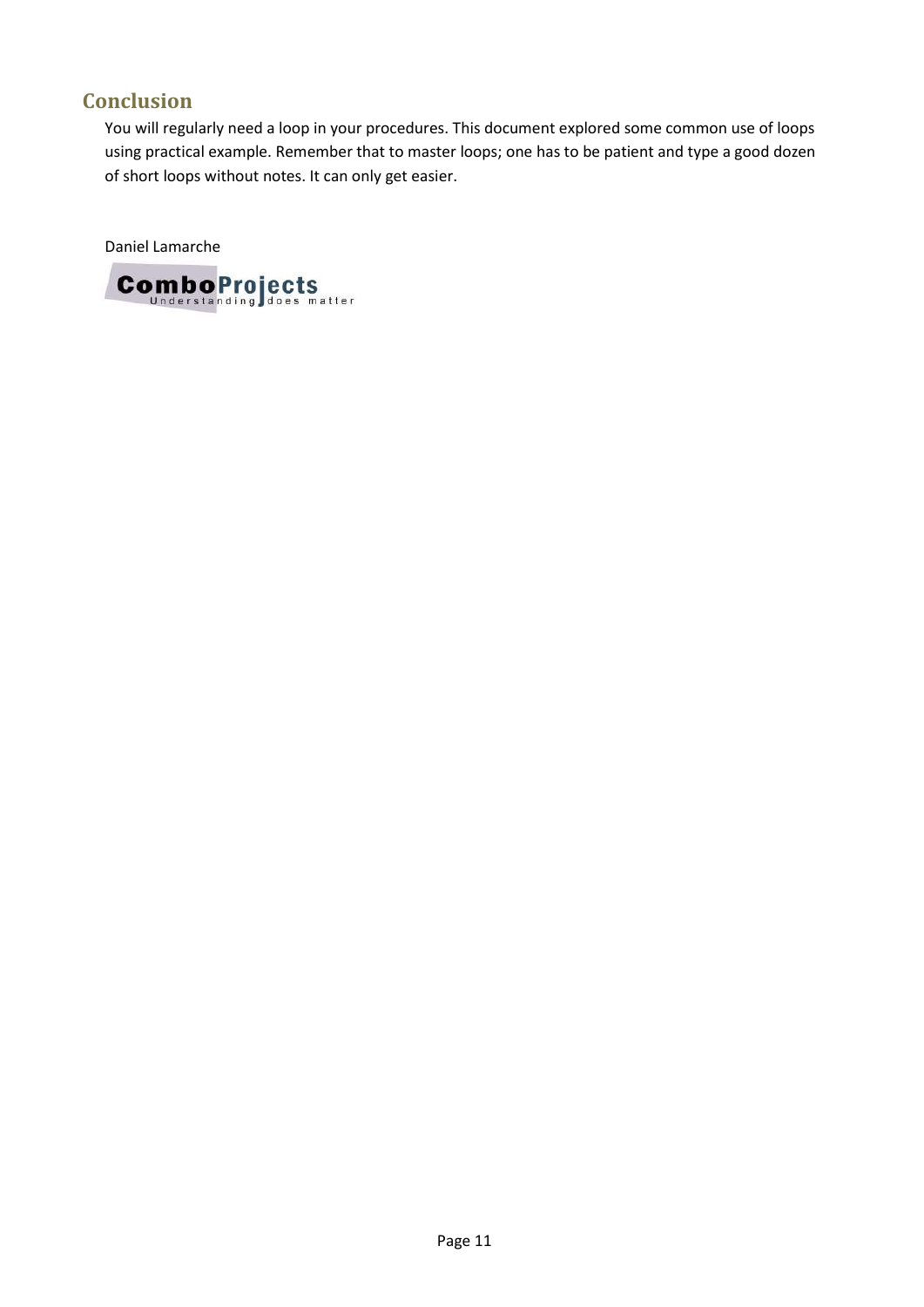## Conclusion

You will regularly need a loop in your procedures. This document explored some common use of loops using practical example. Remember that to master loops; one has to be patient and type a good dozen of short loops without notes. It can only get easier.

Daniel Lamarche

ComboProjects
Understanding does matter